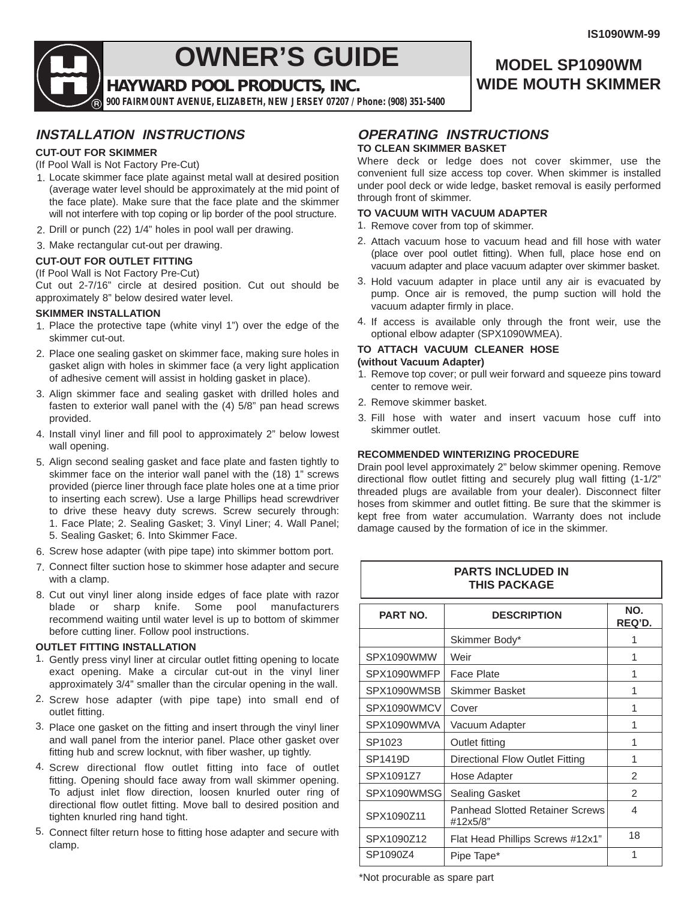IS1090WM-99

# OWNER'S GUIDE

**HAYWARD POOL PRODUCTS, INC.**

**900 FAIRMOUNT AVENUE, ELIZABETH, NEW JERSEY 07207 / Phone: (908) 351-5400**

## MODEL SP1090WM WIDE MOUTH SKIMMER

## *INSTALLATION INSTRUCTIONS*

### CUT-OUT FOR SKIMMER

(If Pool Wall is Not Factory Pre-Cut)

1. Locate skimmer face plate against metal wall at desired position (average water level should be approximately at the mid point of the face plate). Make sure that the face plate and the skimmer will not interfere with top coping or lip border of the pool structure.
2. Drill or punch (22) 1/4" holes in pool wall per drawing.
3. Make rectangular cut-out per drawing.

### CUT-OUT FOR OUTLET FITTING

(If Pool Wall is Not Factory Pre-Cut)

Cut out 2-7/16" circle at desired position. Cut out should be approximately 8" below desired water level.

### SKIMMER INSTALLATION

1. Place the protective tape (white vinyl 1") over the edge of the skimmer cut-out.
2. Place one sealing gasket on skimmer face, making sure holes in gasket align with holes in skimmer face (a very light application of adhesive cement will assist in holding gasket in place).
3. Align skimmer face and sealing gasket with drilled holes and fasten to exterior wall panel with the (4) 5/8" pan head screws provided.
4. Install vinyl liner and fill pool to approximately 2" below lowest wall opening.
5. Align second sealing gasket and face plate and fasten tightly to skimmer face on the interior wall panel with the (18) 1" screws provided (pierce liner through face plate holes one at a time prior to inserting each screw). Use a large Phillips head screwdriver to drive these heavy duty screws. Screw securely through: 1. Face Plate; 2. Sealing Gasket; 3. Vinyl Liner; 4. Wall Panel; 5. Sealing Gasket; 6. Into Skimmer Face.
6. Screw hose adapter (with pipe tape) into skimmer bottom port.
7. Connect filter suction hose to skimmer hose adapter and secure with a clamp.
8. Cut out vinyl liner along inside edges of face plate with razor blade or sharp knife. Some pool manufacturers recommend waiting until water level is up to bottom of skimmer before cutting liner. Follow pool instructions.

### OUTLET FITTING INSTALLATION

1. Gently press vinyl liner at circular outlet fitting opening to locate exact opening. Make a circular cut-out in the vinyl liner approximately 3/4" smaller than the circular opening in the wall.
2. Screw hose adapter (with pipe tape) into small end of outlet fitting.
3. Place one gasket on the fitting and insert through the vinyl liner and wall panel from the interior panel. Place other gasket over fitting hub and screw locknut, with fiber washer, up tightly.
4. Screw directional flow outlet fitting into face of outlet fitting. Opening should face away from wall skimmer opening. To adjust inlet flow direction, loosen knurled outer ring of directional flow outlet fitting. Move ball to desired position and tighten knurled ring hand tight.
5. Connect filter return hose to fitting hose adapter and secure with clamp.

## *OPERATING INSTRUCTIONS*

### TO CLEAN SKIMMER BASKET

Where deck or ledge does not cover skimmer, use the convenient full size access top cover. When skimmer is installed under pool deck or wide ledge, basket removal is easily performed through front of skimmer.

### TO VACUUM WITH VACUUM ADAPTER

1. Remove cover from top of skimmer.
2. Attach vacuum hose to vacuum head and fill hose with water (place over pool outlet fitting). When full, place hose end on vacuum adapter and place vacuum adapter over skimmer basket.
3. Hold vacuum adapter in place until any air is evacuated by pump. Once air is removed, the pump suction will hold the vacuum adapter firmly in place.
4. If access is available only through the front weir, use the optional elbow adapter (SPX1090WMEA).

### TO ATTACH VACUUM CLEANER HOSE (without Vacuum Adapter)

1. Remove top cover; or pull weir forward and squeeze pins toward center to remove weir.
2. Remove skimmer basket.
3. Fill hose with water and insert vacuum hose cuff into skimmer outlet.

### RECOMMENDED WINTERIZING PROCEDURE

Drain pool level approximately 2" below skimmer opening. Remove directional flow outlet fitting and securely plug wall fitting (1-1/2" threaded plugs are available from your dealer). Disconnect filter hoses from skimmer and outlet fitting. Be sure that the skimmer is kept free from water accumulation. Warranty does not include damage caused by the formation of ice in the skimmer.

**PARTS INCLUDED IN THIS PACKAGE**

| PART NO. | DESCRIPTION | NO. REQ'D. |
|---|---|---|
| | Skimmer Body* | 1 |
| SPX1090WMW | Weir | 1 |
| SPX1090WMFP | Face Plate | 1 |
| SPX1090WMSB | Skimmer Basket | 1 |
| SPX1090WMCV | Cover | 1 |
| SPX1090WMVA | Vacuum Adapter | 1 |
| SP1023 | Outlet fitting | 1 |
| SP1419D | Directional Flow Outlet Fitting | 1 |
| SPX1091Z7 | Hose Adapter | 2 |
| SPX1090WMSG | Sealing Gasket | 2 |
| SPX1090Z11 | Panhead Slotted Retainer Screws #12x5/8" | 4 |
| SPX1090Z12 | Flat Head Phillips Screws #12x1" | 18 |
| SP1090Z4 | Pipe Tape* | 1 |

*Not procurable as spare part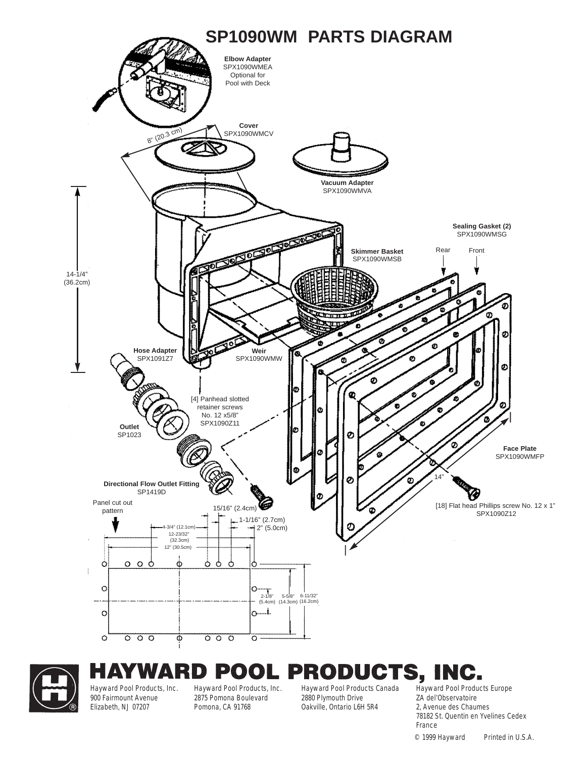# SP1090WM PARTS DIAGRAM

**Elbow Adapter**
SPX1090WMEA
Optional for
Pool with Deck

**Cover**
SPX1090WMCV

8" (20.3 cm)

**Vacuum Adapter**
SPX1090WMVA

**Sealing Gasket (2)**
SPX1090WMSG

Rear    Front

**Skimmer Basket**
SPX1090WMSB

14-1/4"
(36.2cm)

**Hose Adapter**
SPX1091Z7

**Weir**
SPX1090WMW

[4] Panhead slotted
retainer screws
No. 12 x5/8"
SPX1090Z11

**Outlet**
SP1023

**Face Plate**
SPX1090WMFP

14"

**Directional Flow Outlet Fitting**
SP1419D

Panel cut out
pattern

15/16" (2.4cm)

1-1/16" (2.7cm)

2" (5.0cm)

[18] Flat head Phillips screw No. 12 x 1"
SPX1090Z12

4-3/4" (12.1cm)

12-23/32"
(32.3cm)

12" (30.5cm)

2-1/8"
(5.4cm)

5-5/8"
(14.3cm)

6-11/32"
(16.2cm)

## HAYWARD POOL PRODUCTS, INC.

Hayward Pool Products, Inc.
900 Fairmount Avenue
Elizabeth, NJ 07207

Hayward Pool Products, Inc.
2875 Pomona Boulevard
Pomona, CA 91768

Hayward Pool Products Canada
2880 Plymouth Drive
Oakville, Ontario L6H 5R4

Hayward Pool Products Europe
ZA del'Observatoire
2, Avenue des Chaumes
78182 St. Quentin en Yvelines Cedex
France

© 1999 Hayward    Printed in U.S.A.